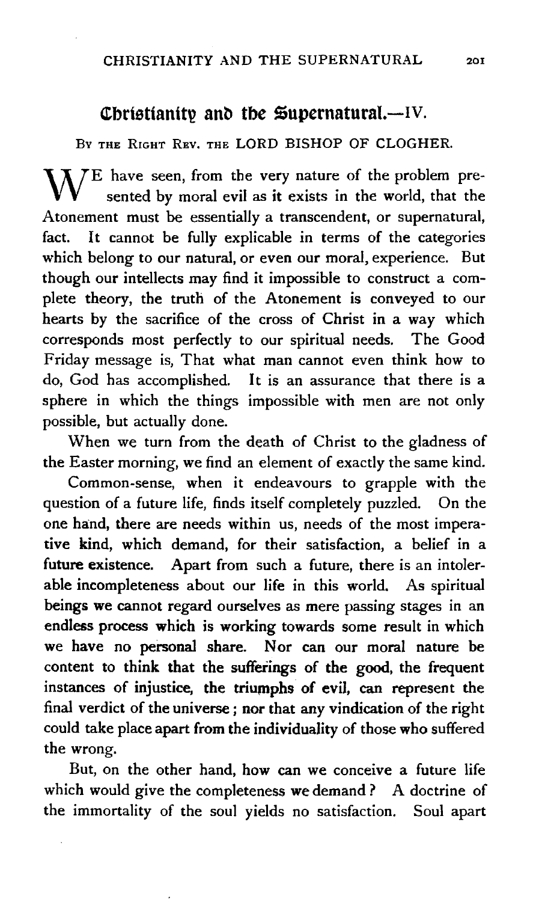# Christianity and the Supernatural.—IV.

By the Right Rev. the LORD BISHOP OF CLOGHER.

We have seen, from the very nature of the problem presented by moral evil as it exists in the world, that the Atonement must be essentially a transcendent, or supernatural, fact. It cannot be fully explicable in terms of the categories which belong to our natural, or even our moral, experience. But though our intellects may find it impossible to construct a complete theory, the truth of the Atonement is conveyed to our hearts by the sacrifice of the cross of Christ in a way which corresponds most perfectly to our spiritual needs. The Good Friday message is, That what man cannot even think how to do, God has accomplished. It is an assurance that there is a sphere in which the things impossible with men are not only possible, but actually done.

When we turn from the death of Christ to the gladness of the Easter morning, we find an element of exactly the same kind.

Common-sense, when it endeavours to grapple with the question of a future life, finds itself completely puzzled. On the one hand, there are needs within us, needs of the most imperative kind, which demand, for their satisfaction, a belief in a future existence. Apart from such a future, there is an intolerable incompleteness about our life in this world. As spiritual beings we cannot regard ourselves as mere passing stages in an endless process which is working towards some result in which we have no personal share. Nor can our moral nature be content to think that the sufferings of the good, the frequent instances of injustice, the triumphs of evil, can represent the final verdict of the universe; nor that any vindication of the right could take place apart from the individuality of those who suffered the wrong.

But, on the other hand, how can we conceive a future life which would give the completeness we demand? A doctrine of the immortality of the soul yields no satisfaction. Soul apart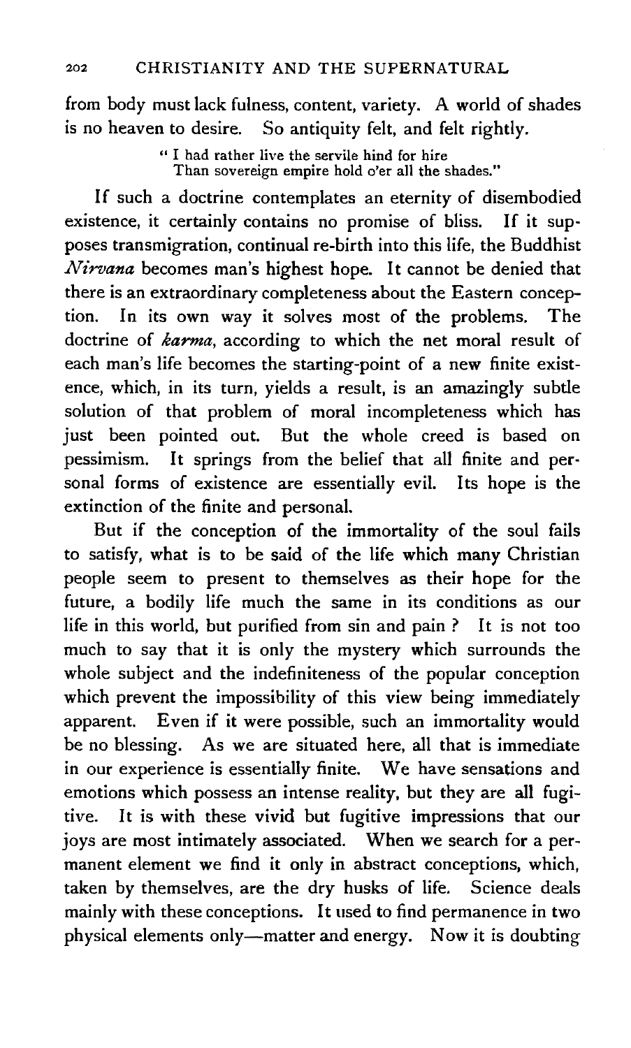from body must lack fulness, content, variety. A world of shades is no heaven to desire. So antiquity felt, and felt rightly.

> "I had rather live the servile hind for hire
> Than sovereign empire hold o'er all the shades."

If such a doctrine contemplates an eternity of disembodied existence, it certainly contains no promise of bliss. If it supposes transmigration, continual re-birth into this life, the Buddhist *Nirvana* becomes man's highest hope. It cannot be denied that there is an extraordinary completeness about the Eastern conception. In its own way it solves most of the problems. The doctrine of *karma*, according to which the net moral result of each man's life becomes the starting-point of a new finite existence, which, in its turn, yields a result, is an amazingly subtle solution of that problem of moral incompleteness which has just been pointed out. But the whole creed is based on pessimism. It springs from the belief that all finite and personal forms of existence are essentially evil. Its hope is the extinction of the finite and personal.

But if the conception of the immortality of the soul fails to satisfy, what is to be said of the life which many Christian people seem to present to themselves as their hope for the future, a bodily life much the same in its conditions as our life in this world, but purified from sin and pain? It is not too much to say that it is only the mystery which surrounds the whole subject and the indefiniteness of the popular conception which prevent the impossibility of this view being immediately apparent. Even if it were possible, such an immortality would be no blessing. As we are situated here, all that is immediate in our experience is essentially finite. We have sensations and emotions which possess an intense reality, but they are all fugitive. It is with these vivid but fugitive impressions that our joys are most intimately associated. When we search for a permanent element we find it only in abstract conceptions, which, taken by themselves, are the dry husks of life. Science deals mainly with these conceptions. It used to find permanence in two physical elements only—matter and energy. Now it is doubting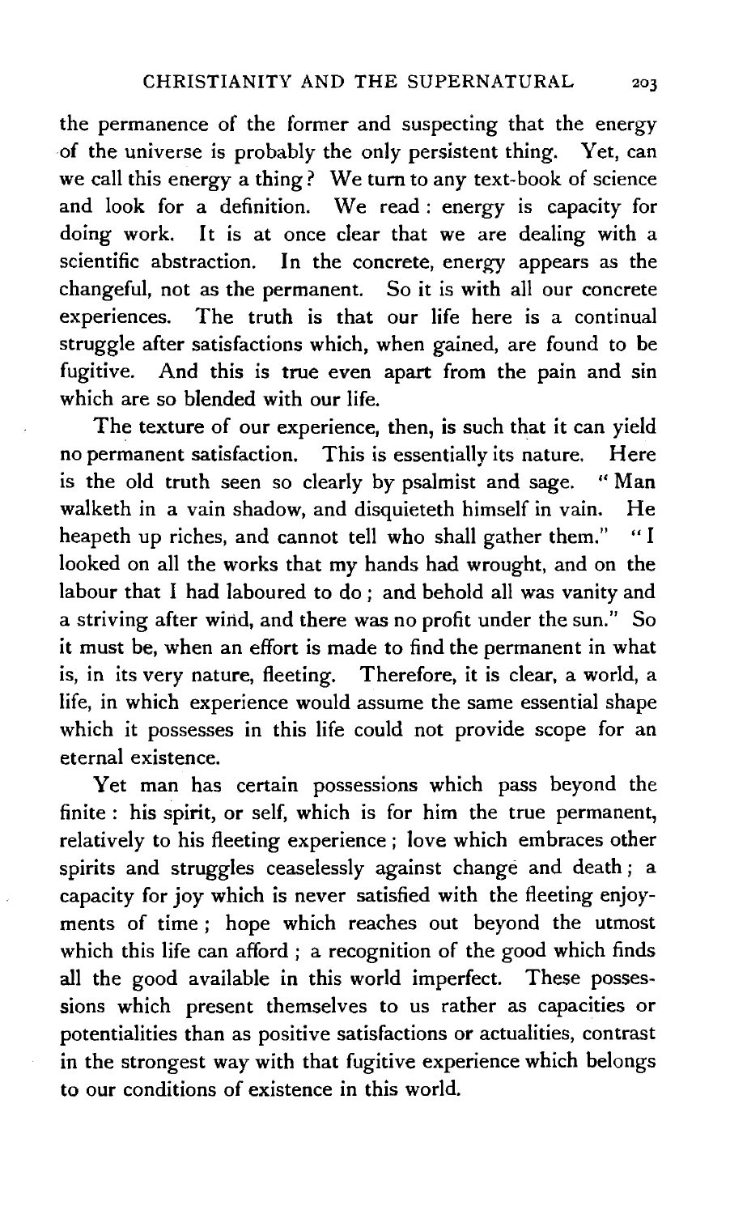the permanence of the former and suspecting that the energy of the universe is probably the only persistent thing. Yet, can we call this energy a thing? We turn to any text-book of science and look for a definition. We read: energy is capacity for doing work. It is at once clear that we are dealing with a scientific abstraction. In the concrete, energy appears as the changeful, not as the permanent. So it is with all our concrete experiences. The truth is that our life here is a continual struggle after satisfactions which, when gained, are found to be fugitive. And this is true even apart from the pain and sin which are so blended with our life.

The texture of our experience, then, is such that it can yield no permanent satisfaction. This is essentially its nature. Here is the old truth seen so clearly by psalmist and sage. "Man walketh in a vain shadow, and disquieteth himself in vain. He heapeth up riches, and cannot tell who shall gather them." "I looked on all the works that my hands had wrought, and on the labour that I had laboured to do; and behold all was vanity and a striving after wind, and there was no profit under the sun." So it must be, when an effort is made to find the permanent in what is, in its very nature, fleeting. Therefore, it is clear, a world, a life, in which experience would assume the same essential shape which it possesses in this life could not provide scope for an eternal existence.

Yet man has certain possessions which pass beyond the finite: his spirit, or self, which is for him the true permanent, relatively to his fleeting experience; love which embraces other spirits and struggles ceaselessly against change and death; a capacity for joy which is never satisfied with the fleeting enjoyments of time; hope which reaches out beyond the utmost which this life can afford; a recognition of the good which finds all the good available in this world imperfect. These possessions which present themselves to us rather as capacities or potentialities than as positive satisfactions or actualities, contrast in the strongest way with that fugitive experience which belongs to our conditions of existence in this world.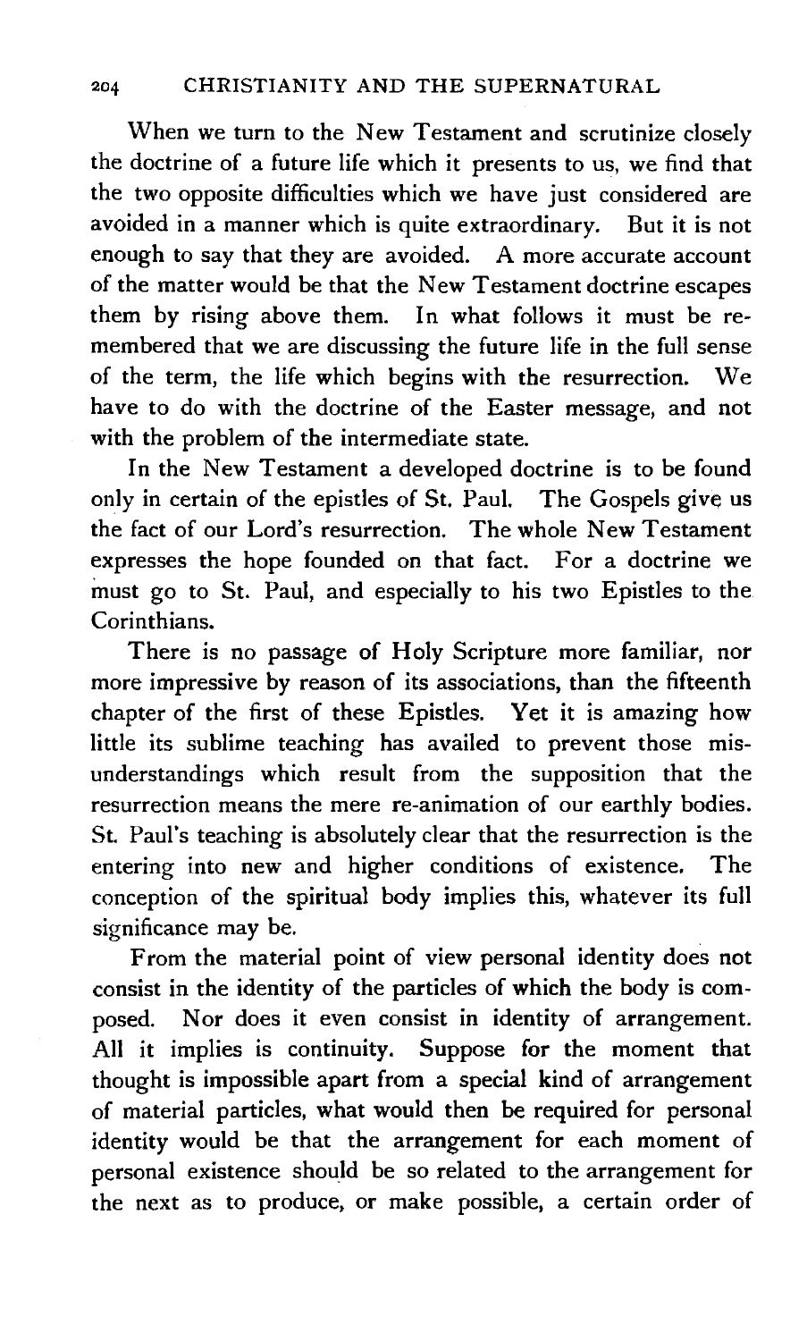When we turn to the New Testament and scrutinize closely the doctrine of a future life which it presents to us, we find that the two opposite difficulties which we have just considered are avoided in a manner which is quite extraordinary. But it is not enough to say that they are avoided. A more accurate account of the matter would be that the New Testament doctrine escapes them by rising above them. In what follows it must be remembered that we are discussing the future life in the full sense of the term, the life which begins with the resurrection. We have to do with the doctrine of the Easter message, and not with the problem of the intermediate state.

In the New Testament a developed doctrine is to be found only in certain of the epistles of St. Paul. The Gospels give us the fact of our Lord's resurrection. The whole New Testament expresses the hope founded on that fact. For a doctrine we must go to St. Paul, and especially to his two Epistles to the Corinthians.

There is no passage of Holy Scripture more familiar, nor more impressive by reason of its associations, than the fifteenth chapter of the first of these Epistles. Yet it is amazing how little its sublime teaching has availed to prevent those misunderstandings which result from the supposition that the resurrection means the mere re-animation of our earthly bodies. St. Paul's teaching is absolutely clear that the resurrection is the entering into new and higher conditions of existence. The conception of the spiritual body implies this, whatever its full significance may be.

From the material point of view personal identity does not consist in the identity of the particles of which the body is composed. Nor does it even consist in identity of arrangement. All it implies is continuity. Suppose for the moment that thought is impossible apart from a special kind of arrangement of material particles, what would then be required for personal identity would be that the arrangement for each moment of personal existence should be so related to the arrangement for the next as to produce, or make possible, a certain order of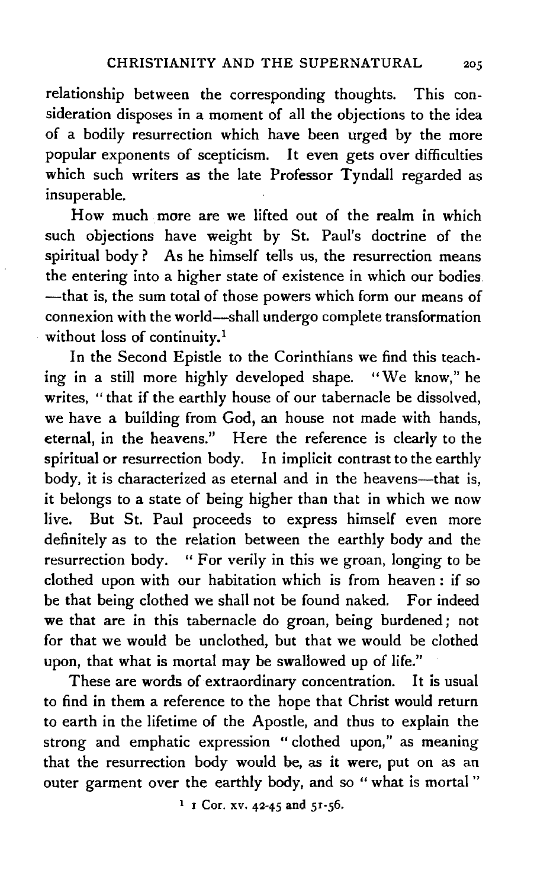relationship between the corresponding thoughts. This consideration disposes in a moment of all the objections to the idea of a bodily resurrection which have been urged by the more popular exponents of scepticism. It even gets over difficulties which such writers as the late Professor Tyndall regarded as insuperable.

How much more are we lifted out of the realm in which such objections have weight by St. Paul's doctrine of the spiritual body? As he himself tells us, the resurrection means the entering into a higher state of existence in which our bodies—that is, the sum total of those powers which form our means of connexion with the world—shall undergo complete transformation without loss of continuity.[1]

In the Second Epistle to the Corinthians we find this teaching in a still more highly developed shape. "We know," he writes, "that if the earthly house of our tabernacle be dissolved, we have a building from God, an house not made with hands, eternal, in the heavens." Here the reference is clearly to the spiritual or resurrection body. In implicit contrast to the earthly body, it is characterized as eternal and in the heavens—that is, it belongs to a state of being higher than that in which we now live. But St. Paul proceeds to express himself even more definitely as to the relation between the earthly body and the resurrection body. "For verily in this we groan, longing to be clothed upon with our habitation which is from heaven: if so be that being clothed we shall not be found naked. For indeed we that are in this tabernacle do groan, being burdened; not for that we would be unclothed, but that we would be clothed upon, that what is mortal may be swallowed up of life."

These are words of extraordinary concentration. It is usual to find in them a reference to the hope that Christ would return to earth in the lifetime of the Apostle, and thus to explain the strong and emphatic expression "clothed upon," as meaning that the resurrection body would be, as it were, put on as an outer garment over the earthly body, and so "what is mortal"

[1] 1 Cor. xv. 42-45 and 51-56.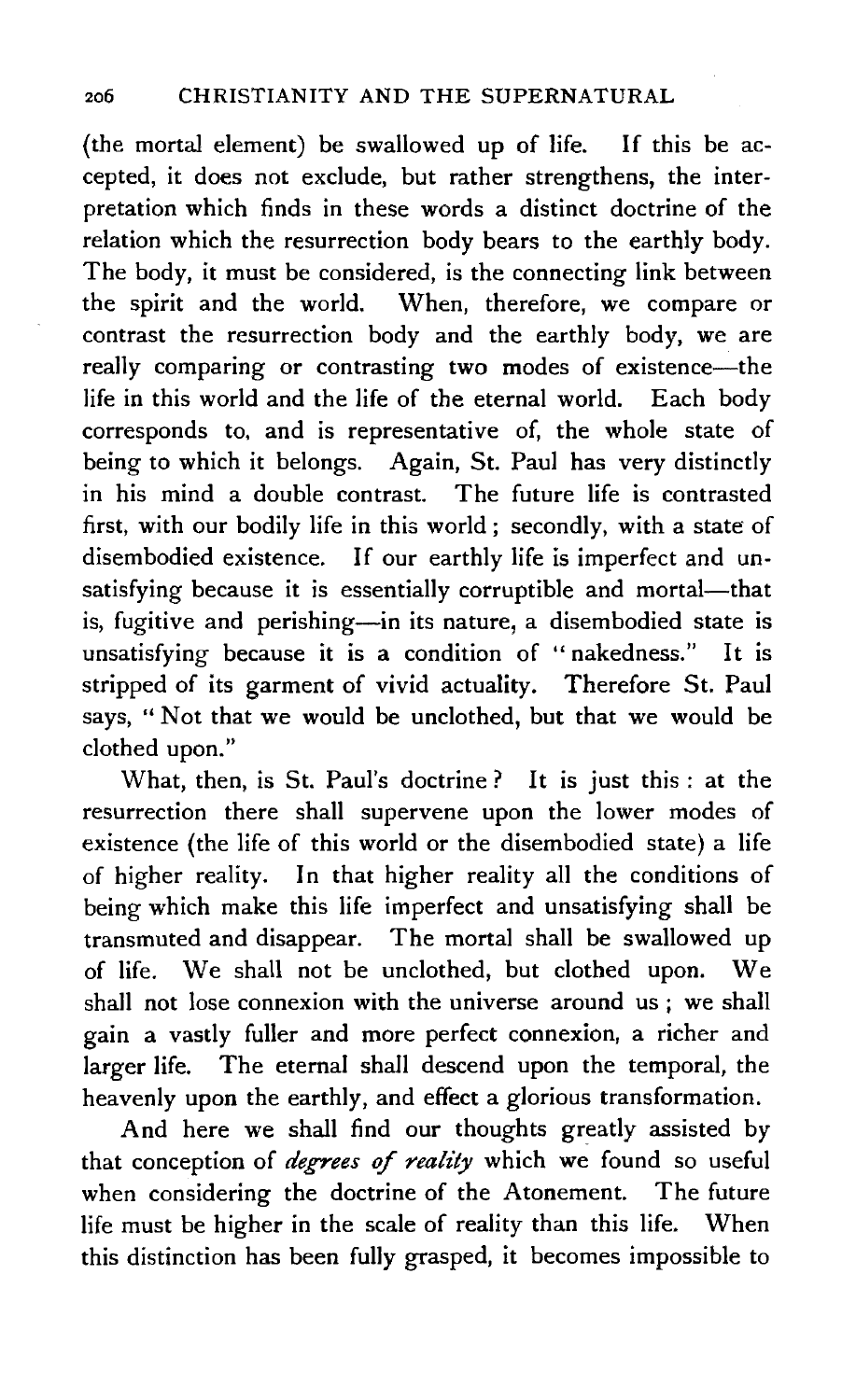(the mortal element) be swallowed up of life. If this be accepted, it does not exclude, but rather strengthens, the interpretation which finds in these words a distinct doctrine of the relation which the resurrection body bears to the earthly body. The body, it must be considered, is the connecting link between the spirit and the world. When, therefore, we compare or contrast the resurrection body and the earthly body, we are really comparing or contrasting two modes of existence—the life in this world and the life of the eternal world. Each body corresponds to, and is representative of, the whole state of being to which it belongs. Again, St. Paul has very distinctly in his mind a double contrast. The future life is contrasted first, with our bodily life in this world; secondly, with a state of disembodied existence. If our earthly life is imperfect and unsatisfying because it is essentially corruptible and mortal—that is, fugitive and perishing—in its nature, a disembodied state is unsatisfying because it is a condition of "nakedness." It is stripped of its garment of vivid actuality. Therefore St. Paul says, "Not that we would be unclothed, but that we would be clothed upon."

What, then, is St. Paul's doctrine? It is just this: at the resurrection there shall supervene upon the lower modes of existence (the life of this world or the disembodied state) a life of higher reality. In that higher reality all the conditions of being which make this life imperfect and unsatisfying shall be transmuted and disappear. The mortal shall be swallowed up of life. We shall not be unclothed, but clothed upon. We shall not lose connexion with the universe around us; we shall gain a vastly fuller and more perfect connexion, a richer and larger life. The eternal shall descend upon the temporal, the heavenly upon the earthly, and effect a glorious transformation.

And here we shall find our thoughts greatly assisted by that conception of *degrees of reality* which we found so useful when considering the doctrine of the Atonement. The future life must be higher in the scale of reality than this life. When this distinction has been fully grasped, it becomes impossible to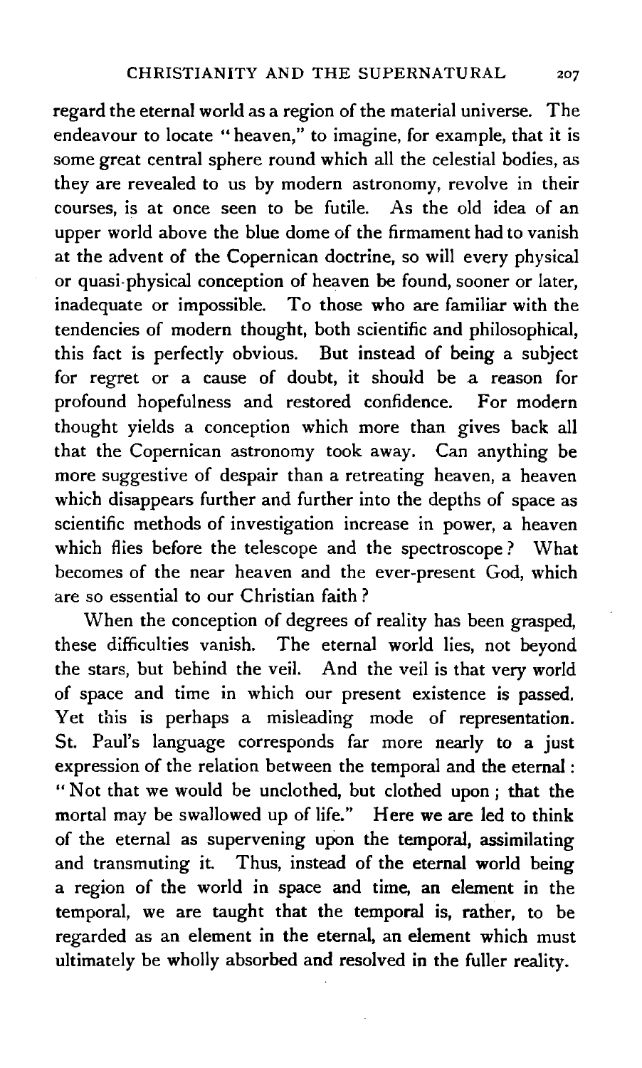regard the eternal world as a region of the material universe. The endeavour to locate "heaven," to imagine, for example, that it is some great central sphere round which all the celestial bodies, as they are revealed to us by modern astronomy, revolve in their courses, is at once seen to be futile. As the old idea of an upper world above the blue dome of the firmament had to vanish at the advent of the Copernican doctrine, so will every physical or quasi-physical conception of heaven be found, sooner or later, inadequate or impossible. To those who are familiar with the tendencies of modern thought, both scientific and philosophical, this fact is perfectly obvious. But instead of being a subject for regret or a cause of doubt, it should be a reason for profound hopefulness and restored confidence. For modern thought yields a conception which more than gives back all that the Copernican astronomy took away. Can anything be more suggestive of despair than a retreating heaven, a heaven which disappears further and further into the depths of space as scientific methods of investigation increase in power, a heaven which flies before the telescope and the spectroscope? What becomes of the near heaven and the ever-present God, which are so essential to our Christian faith?

When the conception of degrees of reality has been grasped, these difficulties vanish. The eternal world lies, not beyond the stars, but behind the veil. And the veil is that very world of space and time in which our present existence is passed. Yet this is perhaps a misleading mode of representation. St. Paul's language corresponds far more nearly to a just expression of the relation between the temporal and the eternal: "Not that we would be unclothed, but clothed upon; that the mortal may be swallowed up of life." Here we are led to think of the eternal as supervening upon the temporal, assimilating and transmuting it. Thus, instead of the eternal world being a region of the world in space and time, an element in the temporal, we are taught that the temporal is, rather, to be regarded as an element in the eternal, an element which must ultimately be wholly absorbed and resolved in the fuller reality.